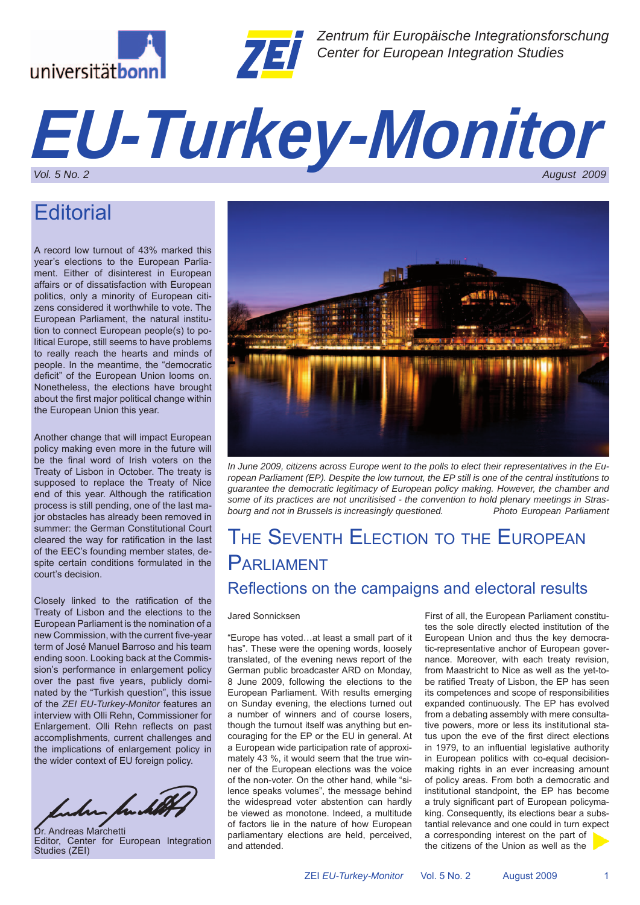Zentrum für Europäische Integrationsforschung
Center for European Integration Studies

# EU-Turkey-Monitor

Vol. 5 No. 2 August 2009

## Editorial

A record low turnout of 43% marked this year's elections to the European Parliament. Either of disinterest in European affairs or of dissatisfaction with European politics, only a minority of European citizens considered it worthwhile to vote. The European Parliament, the natural institution to connect European people(s) to political Europe, still seems to have problems to really reach the hearts and minds of people. In the meantime, the "democratic deficit" of the European Union looms on. Nonetheless, the elections have brought about the first major political change within the European Union this year.

Another change that will impact European policy making even more in the future will be the final word of Irish voters on the Treaty of Lisbon in October. The treaty is supposed to replace the Treaty of Nice end of this year. Although the ratification process is still pending, one of the last major obstacles has already been removed in summer: the German Constitutional Court cleared the way for ratification in the last of the EEC's founding member states, despite certain conditions formulated in the court's decision.

Closely linked to the ratification of the Treaty of Lisbon and the elections to the European Parliament is the nomination of a new Commission, with the current five-year term of José Manuel Barroso and his team ending soon. Looking back at the Commission's performance in enlargement policy over the past five years, publicly dominated by the "Turkish question", this issue of the *ZEI EU-Turkey-Monitor* features an interview with Olli Rehn, Commissioner for Enlargement. Olli Rehn reflects on past accomplishments, current challenges and the implications of enlargement policy in the wider context of EU foreign policy.

Dr. Andreas Marchetti
Editor, Center for European Integration Studies (ZEI)

*In June 2009, citizens across Europe went to the polls to elect their representatives in the European Parliament (EP). Despite the low turnout, the EP still is one of the central institutions to guarantee the democratic legitimacy of European policy making. However, the chamber and some of its practices are not uncritisised - the convention to hold plenary meetings in Strasbourg and not in Brussels is increasingly questioned.* Photo European Parliament

## The Seventh Election to the European Parliament

### Reflections on the campaigns and electoral results

Jared Sonnicksen

"Europe has voted…at least a small part of it has". These were the opening words, loosely translated, of the evening news report of the German public broadcaster ARD on Monday, 8 June 2009, following the elections to the European Parliament. With results emerging on Sunday evening, the elections turned out a number of winners and of course losers, though the turnout itself was anything but encouraging for the EP or the EU in general. At a European wide participation rate of approximately 43 %, it would seem that the true winner of the European elections was the voice of the non-voter. On the other hand, while "silence speaks volumes", the message behind the widespread voter abstention can hardly be viewed as monotone. Indeed, a multitude of factors lie in the nature of how European parliamentary elections are held, perceived, and attended.

First of all, the European Parliament constitutes the sole directly elected institution of the European Union and thus the key democratic-representative anchor of European governance. Moreover, with each treaty revision, from Maastricht to Nice as well as the yet-to-be ratified Treaty of Lisbon, the EP has seen its competences and scope of responsibilities expanded continuously. The EP has evolved from a debating assembly with mere consultative powers, more or less its institutional status upon the eve of the first direct elections in 1979, to an influential legislative authority in European politics with co-equal decision-making rights in an ever increasing amount of policy areas. From both a democratic and institutional standpoint, the EP has become a truly significant part of European policymaking. Consequently, its elections bear a substantial relevance and one could in turn expect a corresponding interest on the part of the citizens of the Union as well as the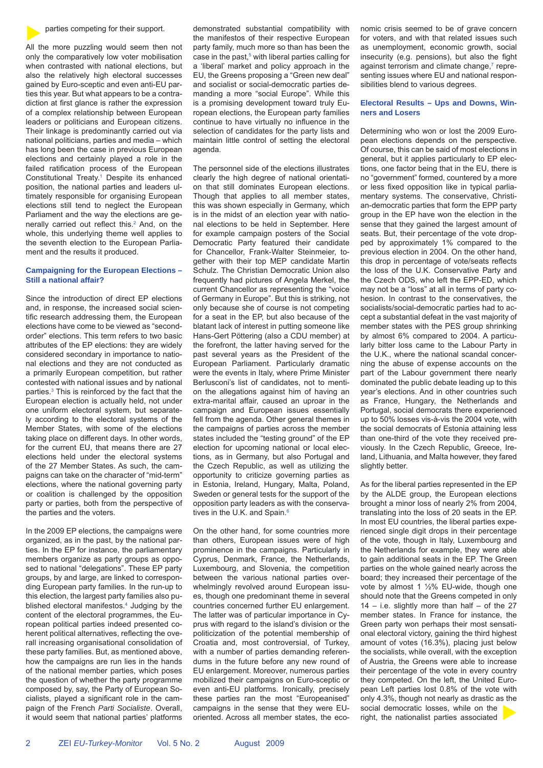parties competing for their support.

All the more puzzling would seem then not only the comparatively low voter mobilisation when contrasted with national elections, but also the relatively high electoral successes gained by Euro-sceptic and even anti-EU parties this year. But what appears to be a contradiction at first glance is rather the expression of a complex relationship between European leaders or politicians and European citizens. Their linkage is predominantly carried out via national politicians, parties and media – which has long been the case in previous European elections and certainly played a role in the failed ratification process of the European Constitutional Treaty.[1] Despite its enhanced position, the national parties and leaders ultimately responsible for organising European elections still tend to neglect the European Parliament and the way the elections are generally carried out reflect this.[2] And, on the whole, this underlying theme well applies to the seventh election to the European Parliament and the results it produced.

### Campaigning for the European Elections – Still a national affair?

Since the introduction of direct EP elections and, in response, the increased social scientific research addressing them, the European elections have come to be viewed as "second-order" elections. This term refers to two basic attributes of the EP elections: they are widely considered secondary in importance to national elections and they are not conducted as a primarily European competition, but rather contested with national issues and by national parties.[3] This is reinforced by the fact that the European election is actually held, not under one uniform electoral system, but separately according to the electoral systems of the Member States, with some of the elections taking place on different days. In other words, for the current EU, that means there are 27 elections held under the electoral systems of the 27 Member States. As such, the campaigns can take on the character of "mid-term" elections, where the national governing party or coalition is challenged by the opposition party or parties, both from the perspective of the parties and the voters.

In the 2009 EP elections, the campaigns were organized, as in the past, by the national parties. In the EP for instance, the parliamentary members organize as party groups as opposed to national "delegations". These EP party groups, by and large, are linked to corresponding European party families. In the run-up to this election, the largest party families also published electoral manifestos.[4] Judging by the content of the electoral programmes, the European political parties indeed presented coherent political alternatives, reflecting the overall increasing organisational consolidation of these party families. But, as mentioned above, how the campaigns are run lies in the hands of the national member parties, which poses the question of whether the party programme composed by, say, the Party of European Socialists, played a significant role in the campaign of the French *Parti Socialiste*. Overall, it would seem that national parties' platforms demonstrated substantial compatibility with the manifestos of their respective European party family, much more so than has been the case in the past,[5] with liberal parties calling for a 'liberal' market and policy approach in the EU, the Greens proposing a "Green new deal" and socialist or social-democratic parties demanding a more "social Europe". While this is a promising development toward truly European elections, the European party families continue to have virtually no influence in the selection of candidates for the party lists and maintain little control of setting the electoral agenda.

The personnel side of the elections illustrates clearly the high degree of national orientation that still dominates European elections. Though that applies to all member states, this was shown especially in Germany, which is in the midst of an election year with national elections to be held in September. Here for example campaign posters of the Social Democratic Party featured their candidate for Chancellor, Frank-Walter Steinmeier, together with their top MEP candidate Martin Schulz. The Christian Democratic Union also frequently had pictures of Angela Merkel, the current Chancellor as representing the "voice of Germany in Europe". But this is striking, not only because she of course is not competing for a seat in the EP, but also because of the blatant lack of interest in putting someone like Hans-Gert Pöttering (also a CDU member) at the forefront, the latter having served for the past several years as the President of the European Parliament. Particularly dramatic were the events in Italy, where Prime Minister Berlusconi's list of candidates, not to mention the allegations against him of having an extra-marital affair, caused an uproar in the campaign and European issues essentially fell from the agenda. Other general themes in the campaigns of parties across the member states included the "testing ground" of the EP election for upcoming national or local elections, as in Germany, but also Portugal and the Czech Republic, as well as utilizing the opportunity to criticize governing parties as in Estonia, Ireland, Hungary, Malta, Poland, Sweden or general tests for the support of the opposition party leaders as with the conservatives in the U.K. and Spain.[6]

On the other hand, for some countries more than others, European issues were of high prominence in the campaigns. Particularly in Cyprus, Denmark, France, the Netherlands, Luxembourg, and Slovenia, the competition between the various national parties overwhelmingly revolved around European issues, though one predominant theme in several countries concerned further EU enlargement. The latter was of particular importance in Cyprus with regard to the island's division or the politicization of the potential membership of Croatia and, most controversial, of Turkey, with a number of parties demanding referendums in the future before any new round of EU enlargement. Moreover, numerous parties mobilized their campaigns on Euro-sceptic or even anti-EU platforms. Ironically, precisely these parties ran the most "Europeanised" campaigns in the sense that they were EU-oriented. Across all member states, the economic crisis seemed to be of grave concern for voters, and with that related issues such as unemployment, economic growth, social insecurity (e.g. pensions), but also the fight against terrorism and climate change,[7] representing issues where EU and national responsibilities blend to various degrees.

### Electoral Results – Ups and Downs, Winners and Losers

Determining who won or lost the 2009 European elections depends on the perspective. Of course, this can be said of most elections in general, but it applies particularly to EP elections, one factor being that in the EU, there is no "government" formed, countered by a more or less fixed opposition like in typical parliamentary systems. The conservative, Christian-democratic parties that form the EPP party group in the EP have won the election in the sense that they gained the largest amount of seats. But, their percentage of the vote dropped by approximately 1% compared to the previous election in 2004. On the other hand, this drop in percentage of vote/seats reflects the loss of the U.K. Conservative Party and the Czech ODS, who left the EPP-ED, which may not be a "loss" at all in terms of party cohesion. In contrast to the conservatives, the socialists/social-democratic parties had to accept a substantial defeat in the vast majority of member states with the PES group shrinking by almost 6% compared to 2004. A particularly bitter loss came to the Labour Party in the U.K., where the national scandal concerning the abuse of expense accounts on the part of the Labour government there nearly dominated the public debate leading up to this year's elections. And in other countries such as France, Hungary, the Netherlands and Portugal, social democrats there experienced up to 50% losses vis-à-vis the 2004 vote, with the social democrats of Estonia attaining less than one-third of the vote they received previously. In the Czech Republic, Greece, Ireland, Lithuania, and Malta however, they fared slightly better.

As for the liberal parties represented in the EP by the ALDE group, the European elections brought a minor loss of nearly 2% from 2004, translating into the loss of 20 seats in the EP. In most EU countries, the liberal parties experienced single digit drops in their percentage of the vote, though in Italy, Luxembourg and the Netherlands for example, they were able to gain additional seats in the EP. The Green parties on the whole gained nearly across the board; they increased their percentage of the vote by almost 1 ½% EU-wide, though one should note that the Greens competed in only 14 – i.e. slightly more than half – of the 27 member states. In France for instance, the Green party won perhaps their most sensational electoral victory, gaining the third highest amount of votes (16.3%), placing just below the socialists, while overall, with the exception of Austria, the Greens were able to increase their percentage of the vote in every country they competed. On the left, the United European Left parties lost 0.8% of the vote with only 4.3%, though not nearly as drastic as the social democratic losses, while on the right, the nationalist parties associated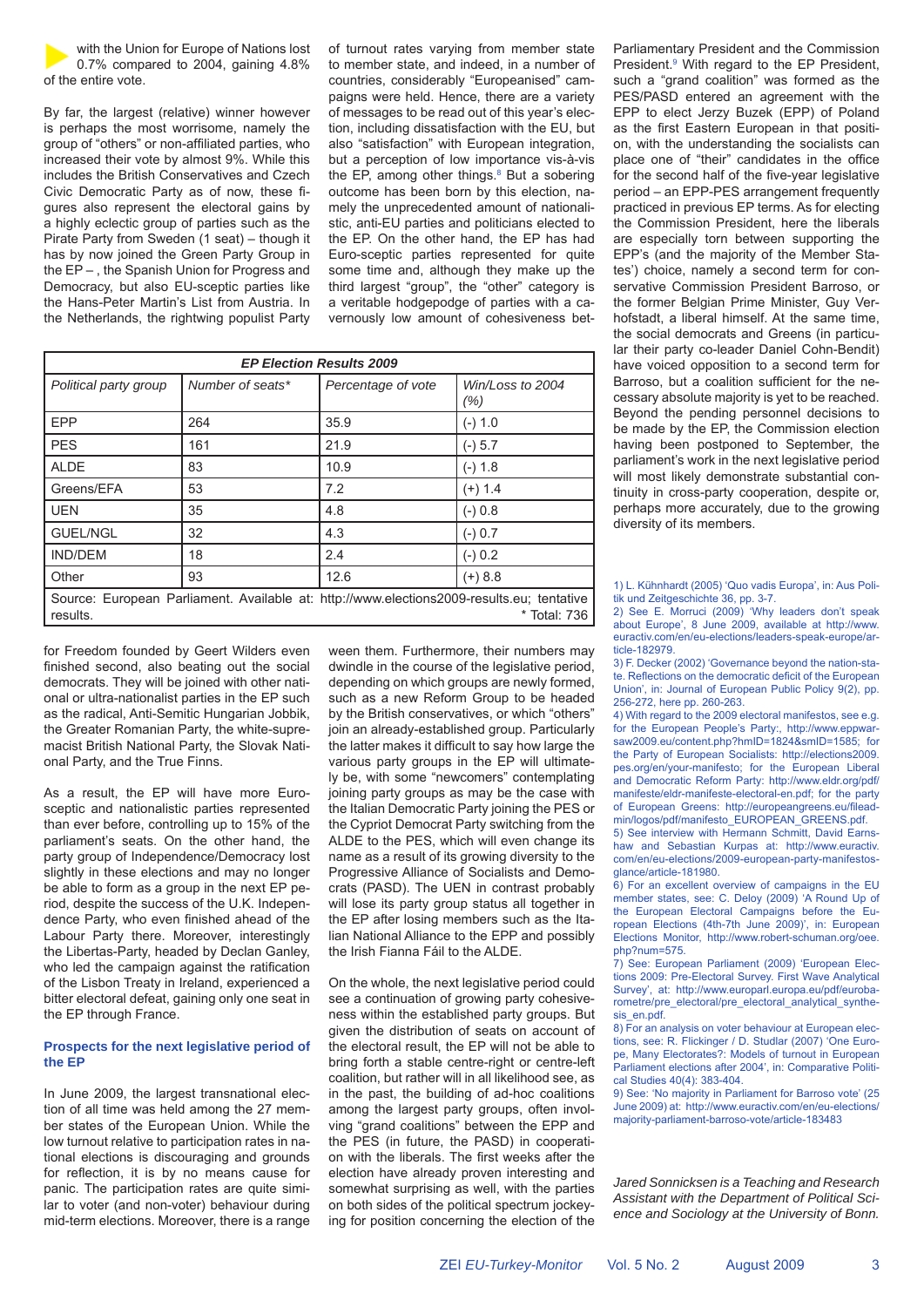with the Union for Europe of Nations lost 0.7% compared to 2004, gaining 4.8% of the entire vote.

By far, the largest (relative) winner however is perhaps the most worrisome, namely the group of "others" or non-affiliated parties, who increased their vote by almost 9%. While this includes the British Conservatives and Czech Civic Democratic Party as of now, these figures also represent the electoral gains by a highly eclectic group of parties such as the Pirate Party from Sweden (1 seat) – though it has by now joined the Green Party Group in the EP – , the Spanish Union for Progress and Democracy, but also EU-sceptic parties like the Hans-Peter Martin's List from Austria. In the Netherlands, the rightwing populist Party for Freedom founded by Geert Wilders even finished second, also beating out the social democrats. They will be joined with other national or ultra-nationalist parties in the EP such as the radical, Anti-Semitic Hungarian Jobbik, the Greater Romanian Party, the white-supremacist British National Party, the Slovak National Party, and the True Finns.

As a result, the EP will have more Euro-sceptic and nationalistic parties represented than ever before, controlling up to 15% of the parliament's seats. On the other hand, the party group of Independence/Democracy lost slightly in these elections and may no longer be able to form as a group in the next EP period, despite the success of the U.K. Independence Party, who even finished ahead of the Labour Party there. Moreover, interestingly the Libertas-Party, headed by Declan Ganley, who led the campaign against the ratification of the Lisbon Treaty in Ireland, experienced a bitter electoral defeat, gaining only one seat in the EP through France.

| *EP Election Results 2009* | | | |
|---|---|---|---|
| *Political party group* | *Number of seats** | *Percentage of vote* | *Win/Loss to 2004 (%)* |
| EPP | 264 | 35.9 | (-) 1.0 |
| PES | 161 | 21.9 | (-) 5.7 |
| ALDE | 83 | 10.9 | (-) 1.8 |
| Greens/EFA | 53 | 7.2 | (+) 1.4 |
| UEN | 35 | 4.8 | (-) 0.8 |
| GUEL/NGL | 32 | 4.3 | (-) 0.7 |
| IND/DEM | 18 | 2.4 | (-) 0.2 |
| Other | 93 | 12.6 | (+) 8.8 |

Source: European Parliament. Available at: http://www.elections2009-results.eu; tentative results. * Total: 736

## Prospects for the next legislative period of the EP

In June 2009, the largest transnational election of all time was held among the 27 member states of the European Union. While the low turnout relative to participation rates in national elections is discouraging and grounds for reflection, it is by no means cause for panic. The participation rates are quite similar to voter (and non-voter) behaviour during mid-term elections. Moreover, there is a range of turnout rates varying from member state to member state, and indeed, in a number of countries, considerably "Europeanised" campaigns were held. Hence, there are a variety of messages to be read out of this year's election, including dissatisfaction with the EU, but also "satisfaction" with European integration, but a perception of low importance vis-à-vis the EP, among other things.[8] But a sobering outcome has been born by this election, namely the unprecedented amount of nationalistic, anti-EU parties and politicians elected to the EP. On the other hand, the EP has had Euro-sceptic parties represented for quite some time and, although they make up the third largest "group", the "other" category is a veritable hodgepodge of parties with a cavernously low amount of cohesiveness between them. Furthermore, their numbers may dwindle in the course of the legislative period, depending on which groups are newly formed, such as a new Reform Group to be headed by the British conservatives, or which "others" join an already-established group. Particularly the latter makes it difficult to say how large the various party groups in the EP will ultimately be, with some "newcomers" contemplating joining party groups as may be the case with the Italian Democratic Party joining the PES or the Cypriot Democrat Party switching from the ALDE to the PES, which will even change its name as a result of its growing diversity to the Progressive Alliance of Socialists and Democrats (PASD). The UEN in contrast probably will lose its party group status all together in the EP after losing members such as the Italian National Alliance to the EPP and possibly the Irish Fianna Fáil to the ALDE.

On the whole, the next legislative period could see a continuation of growing party cohesiveness within the established party groups. But given the distribution of seats on account of the electoral result, the EP will not be able to bring forth a stable centre-right or centre-left coalition, but rather will in all likelihood see, as in the past, the building of ad-hoc coalitions among the largest party groups, often involving "grand coalitions" between the EPP and the PES (in future, the PASD) in cooperation with the liberals. The first weeks after the election have already proven interesting and somewhat surprising as well, with the parties on both sides of the political spectrum jockeying for position concerning the election of the Parliamentary President and the Commission President.[9] With regard to the EP President, such a "grand coalition" was formed as the PES/PASD entered an agreement with the EPP to elect Jerzy Buzek (EPP) of Poland as the first Eastern European in that position, with the understanding the socialists can place one of "their" candidates in the office for the second half of the five-year legislative period – an EPP-PES arrangement frequently practiced in previous EP terms. As for electing the Commission President, here the liberals are especially torn between supporting the EPP's (and the majority of the Member States') choice, namely a second term for conservative Commission President Barroso, or the former Belgian Prime Minister, Guy Verhofstadt, a liberal himself. At the same time, the social democrats and Greens (in particular their party co-leader Daniel Cohn-Bendit) have voiced opposition to a second term for Barroso, but a coalition sufficient for the necessary absolute majority is yet to be reached. Beyond the pending personnel decisions to be made by the EP, the Commission election having been postponed to September, the parliament's work in the next legislative period will most likely demonstrate substantial continuity in cross-party cooperation, despite or, perhaps more accurately, due to the growing diversity of its members.

1) L. Kühnhardt (2005) 'Quo vadis Europa', in: Aus Politik und Zeitgeschichte 36, pp. 3-7.
2) See E. Morruci (2009) 'Why leaders don't speak about Europe', 8 June 2009, available at http://www.euractiv.com/en/eu-elections/leaders-speak-europe/article-182979.
3) F. Decker (2002) 'Governance beyond the nation-state. Reflections on the democratic deficit of the European Union', in: Journal of European Public Policy 9(2), pp. 256-272, here pp. 260-263.
4) With regard to the 2009 electoral manifestos, see e.g. for the European People's Party:, http://www.eppwarsaw2009.eu/content.php?hmID=1824&smID=1585; for the Party of European Socialists: http://elections2009.pes.org/en/your-manifesto; for the European Liberal and Democratic Reform Party: http://www.eldr.org/pdf/manifeste/eldr-manifeste-electoral-en.pdf; for the party of European Greens: http://europeangreens.eu/fileadmin/logos/pdf/manifesto_EUROPEAN_GREENS.pdf.
5) See interview with Hermann Schmitt, David Earnshaw and Sebastian Kurpas at: http://www.euractiv.com/en/eu-elections/2009-european-party-manifestos-glance/article-181980.
6) For an excellent overview of campaigns in the EU member states, see: C. Deloy (2009) 'A Round Up of the European Electoral Campaigns before the European Elections (4th-7th June 2009)', in: European Elections Monitor, http://www.robert-schuman.org/oee.php?num=575.
7) See: European Parliament (2009) 'European Elections 2009: Pre-Electoral Survey. First Wave Analytical Survey', at: http://www.europarl.europa.eu/pdf/eurobarometre/pre_electoral/pre_electoral_analytical_synthesis_en.pdf.
8) For an analysis on voter behaviour at European elections, see: R. Flickinger / D. Studlar (2007) 'One Europe, Many Electorates?: Models of turnout in European Parliament elections after 2004', in: Comparative Political Studies 40(4): 383-404.
9) See: 'No majority in Parliament for Barroso vote' (25 June 2009) at: http://www.euractiv.com/en/eu-elections/majority-parliament-barroso-vote/article-183483

*Jared Sonnicksen is a Teaching and Research Assistant with the Department of Political Science and Sociology at the University of Bonn.*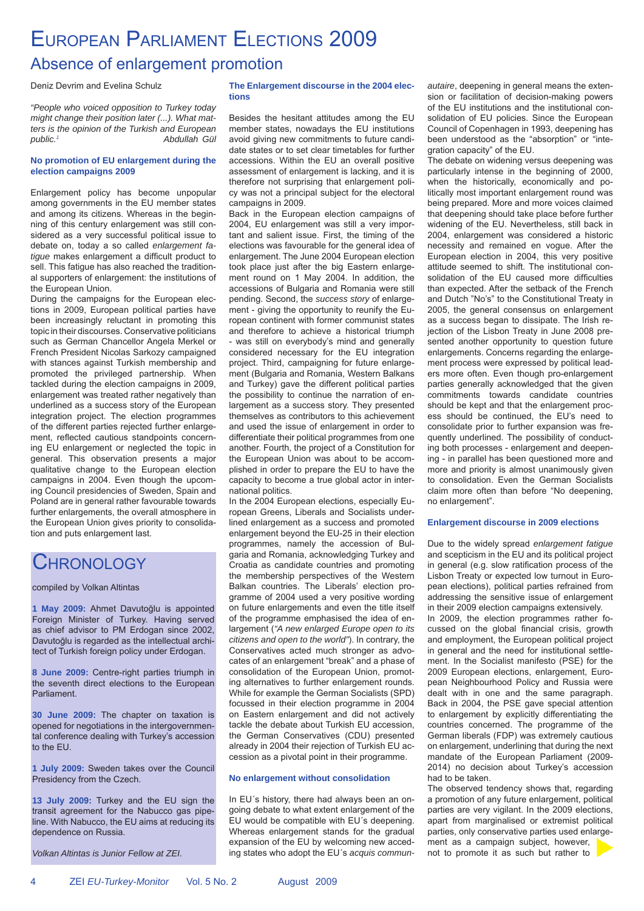# European Parliament Elections 2009

## Absence of enlargement promotion

Deniz Devrim and Evelina Schulz

*"People who voiced opposition to Turkey today might change their position later (...). What matters is the opinion of the Turkish and European public.*[1] *Abdullah Gül*

### No promotion of EU enlargement during the election campaigns 2009

Enlargement policy has become unpopular among governments in the EU member states and among its citizens. Whereas in the beginning of this century enlargement was still considered as a very successful political issue to debate on, today a so called *enlargement fatigue* makes enlargement a difficult product to sell. This fatigue has also reached the traditional supporters of enlargement: the institutions of the European Union.

During the campaigns for the European elections in 2009, European political parties have been increasingly reluctant in promoting this topic in their discourses. Conservative politicians such as German Chancellor Angela Merkel or French President Nicolas Sarkozy campaigned with stances against Turkish membership and promoted the privileged partnership. When tackled during the election campaigns in 2009, enlargement was treated rather negatively than underlined as a success story of the European integration project. The election programmes of the different parties rejected further enlargement, reflected cautious standpoints concerning EU enlargement or neglected the topic in general. This observation presents a major qualitative change to the European election campaigns in 2004. Even though the upcoming Council presidencies of Sweden, Spain and Poland are in general rather favourable towards further enlargements, the overall atmosphere in the European Union gives priority to consolidation and puts enlargement last.

## Chronology

compiled by Volkan Altintas

**1 May 2009:** Ahmet Davutoğlu is appointed Foreign Minister of Turkey. Having served as chief advisor to PM Erdogan since 2002, Davutoğlu is regarded as the intellectual architect of Turkish foreign policy under Erdogan.

**8 June 2009:** Centre-right parties triumph in the seventh direct elections to the European Parliament.

**30 June 2009:** The chapter on taxation is opened for negotiations in the intergovernmental conference dealing with Turkey's accession to the EU.

**1 July 2009:** Sweden takes over the Council Presidency from the Czech.

**13 July 2009:** Turkey and the EU sign the transit agreement for the Nabucco gas pipeline. With Nabucco, the EU aims at reducing its dependence on Russia.

*Volkan Altintas is Junior Fellow at ZEI.*

### The Enlargement discourse in the 2004 elections

Besides the hesitant attitudes among the EU member states, nowadays the EU institutions avoid giving new commitments to future candidate states or to set clear timetables for further accessions. Within the EU an overall positive assessment of enlargement is lacking, and it is therefore not surprising that enlargement policy was not a principal subject for the electoral campaigns in 2009.

Back in the European election campaigns of 2004, EU enlargement was still a very important and salient issue. First, the timing of the elections was favourable for the general idea of enlargement. The June 2004 European election took place just after the big Eastern enlargement round on 1 May 2004. In addition, the accessions of Bulgaria and Romania were still pending. Second, the *success story* of enlargement - giving the opportunity to reunify the European continent with former communist states and therefore to achieve a historical triumph - was still on everybody's mind and generally considered necessary for the EU integration project. Third, campaigning for future enlargement (Bulgaria and Romania, Western Balkans and Turkey) gave the different political parties the possibility to continue the narration of enlargement as a success story. They presented themselves as contributors to this achievement and used the issue of enlargement in order to differentiate their political programmes from one another. Fourth, the project of a Constitution for the European Union was about to be accomplished in order to prepare the EU to have the capacity to become a true global actor in international politics.

In the 2004 European elections, especially European Greens, Liberals and Socialists underlined enlargement as a success and promoted enlargement beyond the EU-25 in their election programmes, namely the accession of Bulgaria and Romania, acknowledging Turkey and Croatia as candidate countries and promoting the membership perspectives of the Western Balkan countries. The Liberals' election programme of 2004 used a very positive wording on future enlargements and even the title itself of the programme emphasised the idea of enlargement (*"A new enlarged Europe open to its citizens and open to the world"*). In contrary, the Conservatives acted much stronger as advocates of an enlargement "break" and a phase of consolidation of the European Union, promoting alternatives to further enlargement rounds. While for example the German Socialists (SPD) focussed in their election programme in 2004 on Eastern enlargement and did not actively tackle the debate about Turkish EU accession, the German Conservatives (CDU) presented already in 2004 their rejection of Turkish EU accession as a pivotal point in their programme.

### No enlargement without consolidation

In EU´s history, there had always been an ongoing debate to what extent enlargement of the EU would be compatible with EU´s deepening. Whereas enlargement stands for the gradual expansion of the EU by welcoming new acceding states who adopt the EU´s *acquis communautaire*, deepening in general means the extension or facilitation of decision-making powers of the EU institutions and the institutional consolidation of EU policies. Since the European Council of Copenhagen in 1993, deepening has been understood as the "absorption" or "integration capacity" of the EU.

The debate on widening versus deepening was particularly intense in the beginning of 2000, when the historically, economically and politically most important enlargement round was being prepared. More and more voices claimed that deepening should take place before further widening of the EU. Nevertheless, still back in 2004, enlargement was considered a historic necessity and remained en vogue. After the European election in 2004, this very positive attitude seemed to shift. The institutional consolidation of the EU caused more difficulties than expected. After the setback of the French and Dutch "No's" to the Constitutional Treaty in 2005, the general consensus on enlargement as a success began to dissipate. The Irish rejection of the Lisbon Treaty in June 2008 presented another opportunity to question future enlargements. Concerns regarding the enlargement process were expressed by political leaders more often. Even though pro-enlargement parties generally acknowledged that the given commitments towards candidate countries should be kept and that the enlargement process should be continued, the EU's need to consolidate prior to further expansion was frequently underlined. The possibility of conducting both processes - enlargement and deepening - in parallel has been questioned more and more and priority is almost unanimously given to consolidation. Even the German Socialists claim more often than before "No deepening, no enlargement".

### Enlargement discourse in 2009 elections

Due to the widely spread *enlargement fatigue* and scepticism in the EU and its political project in general (e.g. slow ratification process of the Lisbon Treaty or expected low turnout in European elections), political parties refrained from addressing the sensitive issue of enlargement in their 2009 election campaigns extensively.

In 2009, the election programmes rather focussed on the global financial crisis, growth and employment, the European political project in general and the need for institutional settlement. In the Socialist manifesto (PSE) for the 2009 European elections, enlargement, European Neighbourhood Policy and Russia were dealt with in one and the same paragraph. Back in 2004, the PSE gave special attention to enlargement by explicitly differentiating the countries concerned. The programme of the German liberals (FDP) was extremely cautious on enlargement, underlining that during the next mandate of the European Parliament (2009-2014) no decision about Turkey's accession had to be taken.

The observed tendency shows that, regarding a promotion of any future enlargement, political parties are very vigilant. In the 2009 elections, apart from marginalised or extremist political parties, only conservative parties used enlargement as a campaign subject, however, not to promote it as such but rather to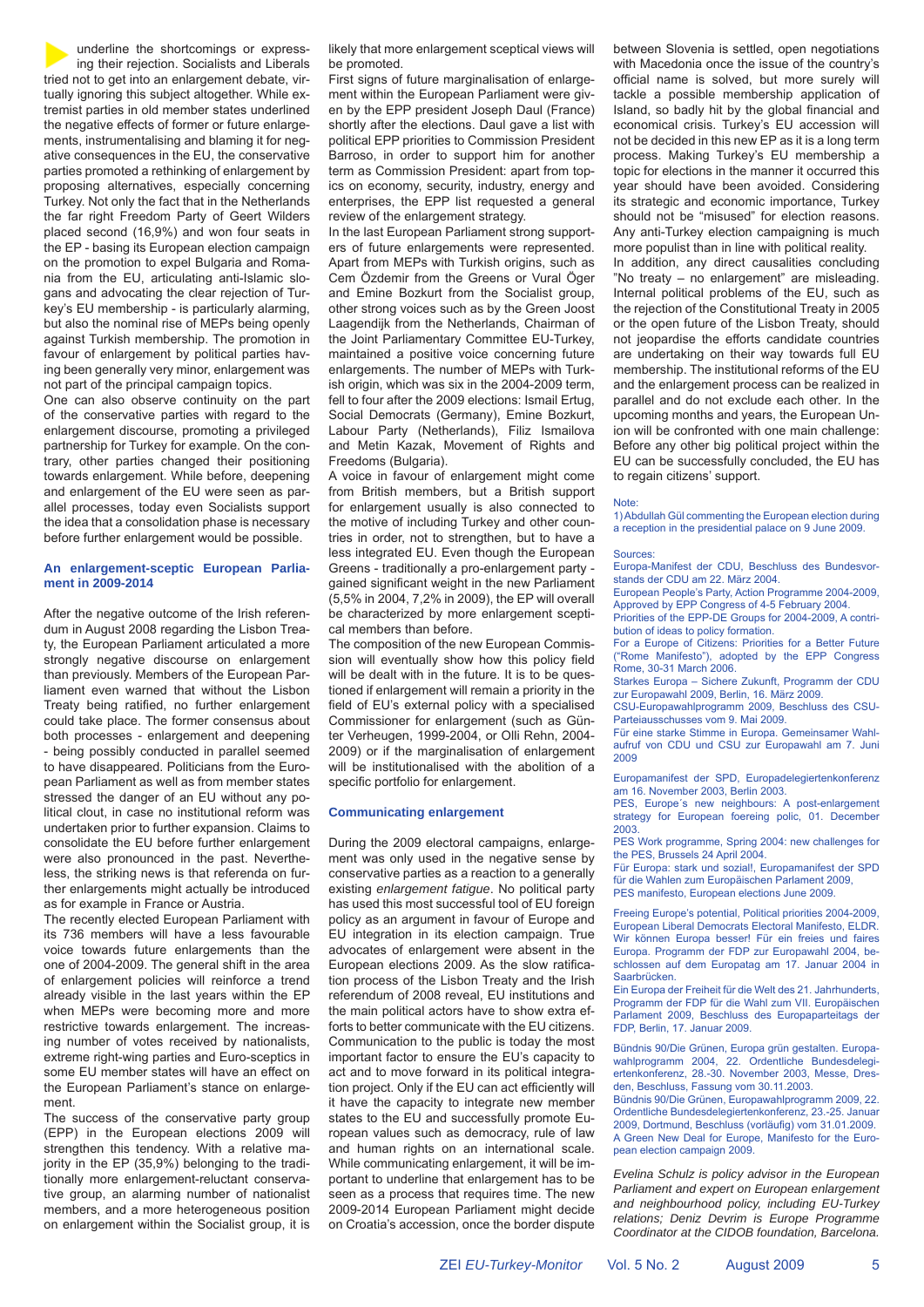underline the shortcomings or expressing their rejection. Socialists and Liberals tried not to get into an enlargement debate, virtually ignoring this subject altogether. While extremist parties in old member states underlined the negative effects of former or future enlargements, instrumentalising and blaming it for negative consequences in the EU, the conservative parties promoted a rethinking of enlargement by proposing alternatives, especially concerning Turkey. Not only the fact that in the Netherlands the far right Freedom Party of Geert Wilders placed second (16,9%) and won four seats in the EP - basing its European election campaign on the promotion to expel Bulgaria and Romania from the EU, articulating anti-Islamic slogans and advocating the clear rejection of Turkey's EU membership - is particularly alarming, but also the nominal rise of MEPs being openly against Turkish membership. The promotion in favour of enlargement by political parties having been generally very minor, enlargement was not part of the principal campaign topics.

One can also observe continuity on the part of the conservative parties with regard to the enlargement discourse, promoting a privileged partnership for Turkey for example. On the contrary, other parties changed their positioning towards enlargement. While before, deepening and enlargement of the EU were seen as parallel processes, today even Socialists support the idea that a consolidation phase is necessary before further enlargement would be possible.

### An enlargement-sceptic European Parliament in 2009-2014

After the negative outcome of the Irish referendum in August 2008 regarding the Lisbon Treaty, the European Parliament articulated a more strongly negative discourse on enlargement than previously. Members of the European Parliament even warned that without the Lisbon Treaty being ratified, no further enlargement could take place. The former consensus about both processes - enlargement and deepening - being possibly conducted in parallel seemed to have disappeared. Politicians from the European Parliament as well as from member states stressed the danger of an EU without any political clout, in case no institutional reform was undertaken prior to further expansion. Claims to consolidate the EU before further enlargement were also pronounced in the past. Nevertheless, the striking news is that referenda on further enlargements might actually be introduced as for example in France or Austria.

The recently elected European Parliament with its 736 members will have a less favourable voice towards future enlargements than the one of 2004-2009. The general shift in the area of enlargement policies will reinforce a trend already visible in the last years within the EP when MEPs were becoming more and more restrictive towards enlargement. The increasing number of votes received by nationalists, extreme right-wing parties and Euro-sceptics in some EU member states will have an effect on the European Parliament's stance on enlargement.

The success of the conservative party group (EPP) in the European elections 2009 will strengthen this tendency. With a relative majority in the EP (35,9%) belonging to the traditionally more enlargement-reluctant conservative group, an alarming number of nationalist members, and a more heterogeneous position on enlargement within the Socialist group, it is likely that more enlargement sceptical views will be promoted.

First signs of future marginalisation of enlargement within the European Parliament were given by the EPP president Joseph Daul (France) shortly after the elections. Daul gave a list with political EPP priorities to Commission President Barroso, in order to support him for another term as Commission President: apart from topics on economy, security, industry, energy and enterprises, the EPP list requested a general review of the enlargement strategy.

In the last European Parliament strong supporters of future enlargements were represented. Apart from MEPs with Turkish origins, such as Cem Özdemir from the Greens or Vural Öger and Emine Bozkurt from the Socialist group, other strong voices such as by the Green Joost Laagendijk from the Netherlands, Chairman of the Joint Parliamentary Committee EU-Turkey, maintained a positive voice concerning future enlargements. The number of MEPs with Turkish origin, which was six in the 2004-2009 term, fell to four after the 2009 elections: Ismail Ertug, Social Democrats (Germany), Emine Bozkurt, Labour Party (Netherlands), Filiz Ismailova and Metin Kazak, Movement of Rights and Freedoms (Bulgaria).

A voice in favour of enlargement might come from British members, but a British support for enlargement usually is also connected to the motive of including Turkey and other countries in order, not to strengthen, but to have a less integrated EU. Even though the European Greens - traditionally a pro-enlargement party - gained significant weight in the new Parliament (5,5% in 2004, 7,2% in 2009), the EP will overall be characterized by more enlargement sceptical members than before.

The composition of the new European Commission will eventually show how this policy field will be dealt with in the future. It is to be questioned if enlargement will remain a priority in the field of EU's external policy with a specialised Commissioner for enlargement (such as Günter Verheugen, 1999-2004, or Olli Rehn, 2004-2009) or if the marginalisation of enlargement will be institutionalised with the abolition of a specific portfolio for enlargement.

### Communicating enlargement

During the 2009 electoral campaigns, enlargement was only used in the negative sense by conservative parties as a reaction to a generally existing *enlargement fatigue*. No political party has used this most successful tool of EU foreign policy as an argument in favour of Europe and EU integration in its election campaign. True advocates of enlargement were absent in the European elections 2009. As the slow ratification process of the Lisbon Treaty and the Irish referendum of 2008 reveal, EU institutions and the main political actors have to show extra efforts to better communicate with the EU citizens. Communication to the public is today the most important factor to ensure the EU's capacity to act and to move forward in its political integration project. Only if the EU can act efficiently will it have the capacity to integrate new member states to the EU and successfully promote European values such as democracy, rule of law and human rights on an international scale. While communicating enlargement, it will be important to underline that enlargement has to be seen as a process that requires time. The new 2009-2014 European Parliament might decide on Croatia's accession, once the border dispute between Slovenia is settled, open negotiations with Macedonia once the issue of the country's official name is solved, but more surely will tackle a possible membership application of Island, so badly hit by the global financial and economical crisis. Turkey's EU accession will not be decided in this new EP as it is a long term process. Making Turkey's EU membership a topic for elections in the manner it occurred this year should have been avoided. Considering its strategic and economic importance, Turkey should not be "misused" for election reasons. Any anti-Turkey election campaigning is much more populist than in line with political reality.

In addition, any direct causalities concluding "No treaty – no enlargement" are misleading. Internal political problems of the EU, such as the rejection of the Constitutional Treaty in 2005 or the open future of the Lisbon Treaty, should not jeopardise the efforts candidate countries are undertaking on their way towards full EU membership. The institutional reforms of the EU and the enlargement process can be realized in parallel and do not exclude each other. In the upcoming months and years, the European Union will be confronted with one main challenge: Before any other big political project within the EU can be successfully concluded, the EU has to regain citizens' support.

Note:

1) Abdullah Gül commenting the European election during a reception in the presidential palace on 9 June 2009.

Sources:

Europa-Manifest der CDU, Beschluss des Bundesvorstands der CDU am 22. März 2004.

European People's Party, Action Programme 2004-2009, Approved by EPP Congress of 4-5 February 2004.

Priorities of the EPP-DE Groups for 2004-2009, A contribution of ideas to policy formation.

For a Europe of Citizens: Priorities for a Better Future ("Rome Manifesto"), adopted by the EPP Congress Rome, 30-31 March 2006.

Starkes Europa – Sichere Zukunft, Programm der CDU zur Europawahl 2009, Berlin, 16. März 2009.

CSU-Europawahlprogramm 2009, Beschluss des CSU-Parteiausschusses vom 9. Mai 2009.

Für eine starke Stimme in Europa. Gemeinsamer Wahlaufruf von CDU und CSU zur Europawahl am 7. Juni 2009

Europamanifest der SPD, Europadelegiertenkonferenz am 16. November 2003, Berlin 2003.

PES, Europe´s new neighbours: A post-enlargement strategy for European foereing polic, 01. December 2003.

PES Work programme, Spring 2004: new challenges for the PES, Brussels 24 April 2004.

Für Europa: stark und sozial!, Europamanifest der SPD für die Wahlen zum Europäischen Parlament 2009,

PES manifesto, European elections June 2009.

Freeing Europe's potential, Political priorities 2004-2009, European Liberal Democrats Electoral Manifesto, ELDR.

Wir können Europa besser! Für ein freies und faires Europa. Programm der FDP zur Europawahl 2004, beschlossen auf dem Europatag am 17. Januar 2004 in Saarbrücken.

Ein Europa der Freiheit für die Welt des 21. Jahrhunderts, Programm der FDP für die Wahl zum VII. Europäischen Parlament 2009, Beschluss des Europaparteitags der FDP, Berlin, 17. Januar 2009.

Bündnis 90/Die Grünen, Europa grün gestalten. Europawahlprogramm 2004, 22. Ordentliche Bundesdelegiertenkonferenz, 28.-30. November 2003, Messe, Dresden, Beschluss, Fassung vom 30.11.2003.

Bündnis 90/Die Grünen, Europawahlprogramm 2009, 22. Ordentliche Bundesdelegiertenkonferenz, 23.-25. Januar 2009, Dortmund, Beschluss (vorläufig) vom 31.01.2009.

A Green New Deal for Europe, Manifesto for the European election campaign 2009.

*Evelina Schulz is policy advisor in the European Parliament and expert on European enlargement and neighbourhood policy, including EU-Turkey relations; Deniz Devrim is Europe Programme Coordinator at the CIDOB foundation, Barcelona.*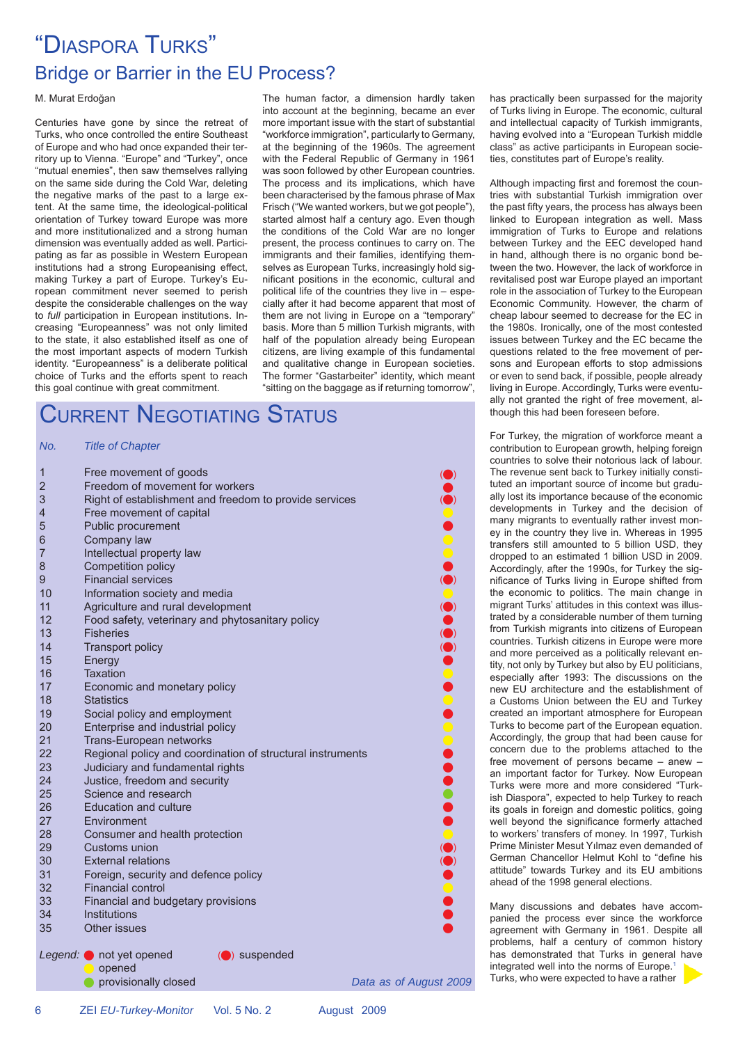# "Diaspora Turks"

## Bridge or Barrier in the EU Process?

M. Murat Erdoğan

Centuries have gone by since the retreat of Turks, who once controlled the entire Southeast of Europe and who had once expanded their territory up to Vienna. "Europe" and "Turkey", once "mutual enemies", then saw themselves rallying on the same side during the Cold War, deleting the negative marks of the past to a large extent. At the same time, the ideological-political orientation of Turkey toward Europe was more and more institutionalized and a strong human dimension was eventually added as well. Participating as far as possible in Western European institutions had a strong Europeanising effect, making Turkey a part of Europe. Turkey's European commitment never seemed to perish despite the considerable challenges on the way to *full* participation in European institutions. Increasing "Europeanness" was not only limited to the state, it also established itself as one of the most important aspects of modern Turkish identity. "Europeanness" is a deliberate political choice of Turks and the efforts spent to reach this goal continue with great commitment.

The human factor, a dimension hardly taken into account at the beginning, became an ever more important issue with the start of substantial "workforce immigration", particularly to Germany, at the beginning of the 1960s. The agreement with the Federal Republic of Germany in 1961 was soon followed by other European countries. The process and its implications, which have been characterised by the famous phrase of Max Frisch ("We wanted workers, but we got people"), started almost half a century ago. Even though the conditions of the Cold War are no longer present, the process continues to carry on. The immigrants and their families, identifying themselves as European Turks, increasingly hold significant positions in the economic, cultural and political life of the countries they live in – especially after it had become apparent that most of them are not living in Europe on a "temporary" basis. More than 5 million Turkish migrants, with half of the population already being European citizens, are living example of this fundamental and qualitative change in European societies. The former "Gastarbeiter" identity, which meant "sitting on the baggage as if returning tomorrow", has practically been surpassed for the majority of Turks living in Europe. The economic, cultural and intellectual capacity of Turkish immigrants, having evolved into a "European Turkish middle class" as active participants in European societies, constitutes part of Europe's reality.

Although impacting first and foremost the countries with substantial Turkish immigration over the past fifty years, the process has always been linked to European integration as well. Mass immigration of Turks to Europe and relations between Turkey and the EEC developed hand in hand, although there is no organic bond between the two. However, the lack of workforce in revitalised post war Europe played an important role in the association of Turkey to the European Economic Community. However, the charm of cheap labour seemed to decrease for the EC in the 1980s. Ironically, one of the most contested issues between Turkey and the EC became the questions related to the free movement of persons and European efforts to stop admissions or even to send back, if possible, people already living in Europe. Accordingly, Turks were eventually not granted the right of free movement, although this had been foreseen before.

For Turkey, the migration of workforce meant a contribution to European growth, helping foreign countries to solve their notorious lack of labour. The revenue sent back to Turkey initially constituted an important source of income but gradually lost its importance because of the economic developments in Turkey and the decision of many migrants to eventually rather invest money in the country they live in. Whereas in 1995 transfers still amounted to 5 billion USD, they dropped to an estimated 1 billion USD in 2009. Accordingly, after the 1990s, for Turkey the significance of Turks living in Europe shifted from the economic to politic. The main change in migrant Turks' attitudes in this context was illustrated by a considerable number of them turning from Turkish migrants into citizens of European countries. Turkish citizens in Europe were more and more perceived as a politically relevant entity, not only by Turkey but also by EU politicians, especially after 1993: The discussions on the new EU architecture and the establishment of a Customs Union between the EU and Turkey created an important atmosphere for European Turks to become part of the European equation. Accordingly, the group that had been cause for concern due to the problems attached to the free movement of persons became – anew – an important factor for Turkey. Now European Turks were more and more considered "Turkish Diaspora", expected to help Turkey to reach its goals in foreign and domestic politics, going well beyond the significance formerly attached to workers' transfers of money. In 1997, Turkish Prime Minister Mesut Yılmaz even demanded of German Chancellor Helmut Kohl to "define his attitude" towards Turkey and its EU ambitions ahead of the 1998 general elections.

Many discussions and debates have accompanied the process ever since the workforce agreement with Germany in 1961. Despite all problems, half a century of common history has demonstrated that Turks in general have integrated well into the norms of Europe.[1] Turks, who were expected to have a rather

## Current Negotiating Status

| No. | Title of Chapter | Status |
|---|---|---|
| 1 | Free movement of goods | (●) suspended |
| 2 | Freedom of movement for workers | ● not yet opened |
| 3 | Right of establishment and freedom to provide services | (●) suspended |
| 4 | Free movement of capital | ● opened |
| 5 | Public procurement | ● not yet opened |
| 6 | Company law | ● opened |
| 7 | Intellectual property law | ● opened |
| 8 | Competition policy | ● not yet opened |
| 9 | Financial services | (●) suspended |
| 10 | Information society and media | ● opened |
| 11 | Agriculture and rural development | (●) suspended |
| 12 | Food safety, veterinary and phytosanitary policy | ● not yet opened |
| 13 | Fisheries | (●) suspended |
| 14 | Transport policy | (●) suspended |
| 15 | Energy | ● not yet opened |
| 16 | Taxation | ● opened |
| 17 | Economic and monetary policy | ● not yet opened |
| 18 | Statistics | ● opened |
| 19 | Social policy and employment | ● not yet opened |
| 20 | Enterprise and industrial policy | ● opened |
| 21 | Trans-European networks | ● opened |
| 22 | Regional policy and coordination of structural instruments | ● not yet opened |
| 23 | Judiciary and fundamental rights | ● not yet opened |
| 24 | Justice, freedom and security | ● not yet opened |
| 25 | Science and research | ● provisionally closed |
| 26 | Education and culture | ● not yet opened |
| 27 | Environment | ● not yet opened |
| 28 | Consumer and health protection | ● opened |
| 29 | Customs union | (●) suspended |
| 30 | External relations | (●) suspended |
| 31 | Foreign, security and defence policy | ● not yet opened |
| 32 | Financial control | ● opened |
| 33 | Financial and budgetary provisions | ● not yet opened |
| 34 | Institutions | ● not yet opened |
| 35 | Other issues | ● not yet opened |

*Legend:* ● (red) not yet opened; (●) suspended; ● (yellow) opened; ● (green) provisionally closed

*Data as of August 2009*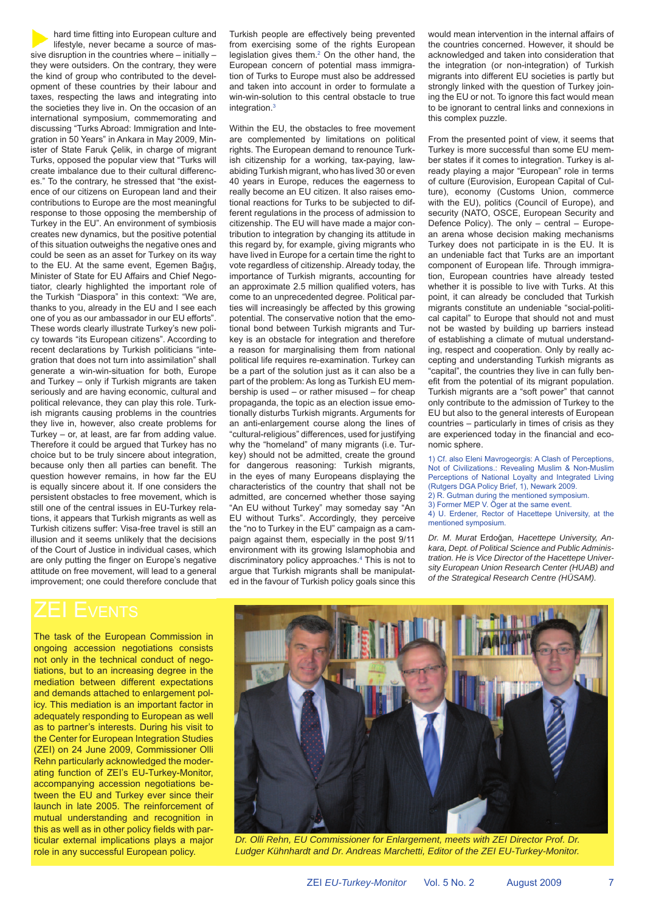hard time fitting into European culture and lifestyle, never became a source of massive disruption in the countries where – initially – they were outsiders. On the contrary, they were the kind of group who contributed to the development of these countries by their labour and taxes, respecting the laws and integrating into the societies they live in. On the occasion of an international symposium, commemorating and discussing "Turks Abroad: Immigration and Integration in 50 Years" in Ankara in May 2009, Minister of State Faruk Çelik, in charge of migrant Turks, opposed the popular view that "Turks will create imbalance due to their cultural differences." To the contrary, he stressed that "the existence of our citizens on European land and their contributions to Europe are the most meaningful response to those opposing the membership of Turkey in the EU". An environment of symbiosis creates new dynamics, but the positive potential of this situation outweighs the negative ones and could be seen as an asset for Turkey on its way to the EU. At the same event, Egemen Bağış, Minister of State for EU Affairs and Chief Negotiator, clearly highlighted the important role of the Turkish "Diaspora" in this context: "We are, thanks to you, already in the EU and I see each one of you as our ambassador in our EU efforts". These words clearly illustrate Turkey's new policy towards "its European citizens". According to recent declarations by Turkish politicians "integration that does not turn into assimilation" shall generate a win-win-situation for both, Europe and Turkey – only if Turkish migrants are taken seriously and are having economic, cultural and political relevance, they can play this role. Turkish migrants causing problems in the countries they live in, however, also create problems for Turkey – or, at least, are far from adding value. Therefore it could be argued that Turkey has no choice but to be truly sincere about integration, because only then all parties can benefit. The question however remains, in how far the EU is equally sincere about it. If one considers the persistent obstacles to free movement, which is still one of the central issues in EU-Turkey relations, it appears that Turkish migrants as well as Turkish citizens suffer: Visa-free travel is still an illusion and it seems unlikely that the decisions of the Court of Justice in individual cases, which are only putting the finger on Europe's negative attitude on free movement, will lead to a general improvement; one could therefore conclude that Turkish people are effectively being prevented from exercising some of the rights European legislation gives them.[2] On the other hand, the European concern of potential mass immigration of Turks to Europe must also be addressed and taken into account in order to formulate a win-win-solution to this central obstacle to true integration.[3]

Within the EU, the obstacles to free movement are complemented by limitations on political rights. The European demand to renounce Turkish citizenship for a working, tax-paying, law-abiding Turkish migrant, who has lived 30 or even 40 years in Europe, reduces the eagerness to really become an EU citizen. It also raises emotional reactions for Turks to be subjected to different regulations in the process of admission to citizenship. The EU will have made a major contribution to integration by changing its attitude in this regard by, for example, giving migrants who have lived in Europe for a certain time the right to vote regardless of citizenship. Already today, the importance of Turkish migrants, accounting for an approximate 2.5 million qualified voters, has come to an unprecedented degree. Political parties will increasingly be affected by this growing potential. The conservative notion that the emotional bond between Turkish migrants and Turkey is an obstacle for integration and therefore a reason for marginalising them from national political life requires re-examination. Turkey can be a part of the solution just as it can also be a part of the problem: As long as Turkish EU membership is used – or rather misused – for cheap propaganda, the topic as an election issue emotionally disturbs Turkish migrants. Arguments for an anti-enlargement course along the lines of "cultural-religious" differences, used for justifying why the "homeland" of many migrants (i.e. Turkey) should not be admitted, create the ground for dangerous reasoning: Turkish migrants, in the eyes of many Europeans displaying the characteristics of the country that shall not be admitted, are concerned whether those saying "An EU without Turkey" may someday say "An EU without Turks". Accordingly, they perceive the "no to Turkey in the EU" campaign as a campaign against them, especially in the post 9/11 environment with its growing Islamophobia and discriminatory policy approaches.[4] This is not to argue that Turkish migrants shall be manipulated in the favour of Turkish policy goals since this would mean intervention in the internal affairs of the countries concerned. However, it should be acknowledged and taken into consideration that the integration (or non-integration) of Turkish migrants into different EU societies is partly but strongly linked with the question of Turkey joining the EU or not. To ignore this fact would mean to be ignorant to central links and connexions in this complex puzzle.

From the presented point of view, it seems that Turkey is more successful than some EU member states if it comes to integration. Turkey is already playing a major "European" role in terms of culture (Eurovision, European Capital of Culture), economy (Customs Union, commerce with the EU), politics (Council of Europe), and security (NATO, OSCE, European Security and Defence Policy). The only – central – European arena whose decision making mechanisms Turkey does not participate in is the EU. It is an undeniable fact that Turks are an important component of European life. Through immigration, European countries have already tested whether it is possible to live with Turks. At this point, it can already be concluded that Turkish migrants constitute an undeniable "social-political capital" to Europe that should not and must not be wasted by building up barriers instead of establishing a climate of mutual understanding, respect and cooperation. Only by really accepting and understanding Turkish migrants as "capital", the countries they live in can fully benefit from the potential of its migrant population. Turkish migrants are a "soft power" that cannot only contribute to the admission of Turkey to the EU but also to the general interests of European countries – particularly in times of crisis as they are experienced today in the financial and economic sphere.

1) Cf. also Eleni Mavrogeorgis: A Clash of Perceptions, Not of Civilizations.: Revealing Muslim & Non-Muslim Perceptions of National Loyalty and Integrated Living (Rutgers DGA Policy Brief, 1), Newark 2009.
2) R. Gutman during the mentioned symposium.
3) Former MEP V. Öger at the same event.
4) U. Erdener, Rector of Hacettepe University, at the mentioned symposium.

*Dr. M. Murat* Erdoğan*, Hacettepe University, Ankara, Dept. of Political Science and Public Administration. He is Vice Director of the Hacettepe University European Union Research Center (HUAB) and of the Strategical Research Centre (HÜSAM).*

# ZEI Events

The task of the European Commission in ongoing accession negotiations consists not only in the technical conduct of negotiations, but to an increasing degree in the mediation between different expectations and demands attached to enlargement policy. This mediation is an important factor in adequately responding to European as well as to partner's interests. During his visit to the Center for European Integration Studies (ZEI) on 24 June 2009, Commissioner Olli Rehn particularly acknowledged the moderating function of ZEI's EU-Turkey-Monitor, accompanying accession negotiations between the EU and Turkey ever since their launch in late 2005. The reinforcement of mutual understanding and recognition in this as well as in other policy fields with particular external implications plays a major role in any successful European policy.

*Dr. Olli Rehn, EU Commissioner for Enlargement, meets with ZEI Director Prof. Dr. Ludger Kühnhardt and Dr. Andreas Marchetti, Editor of the ZEI EU-Turkey-Monitor.*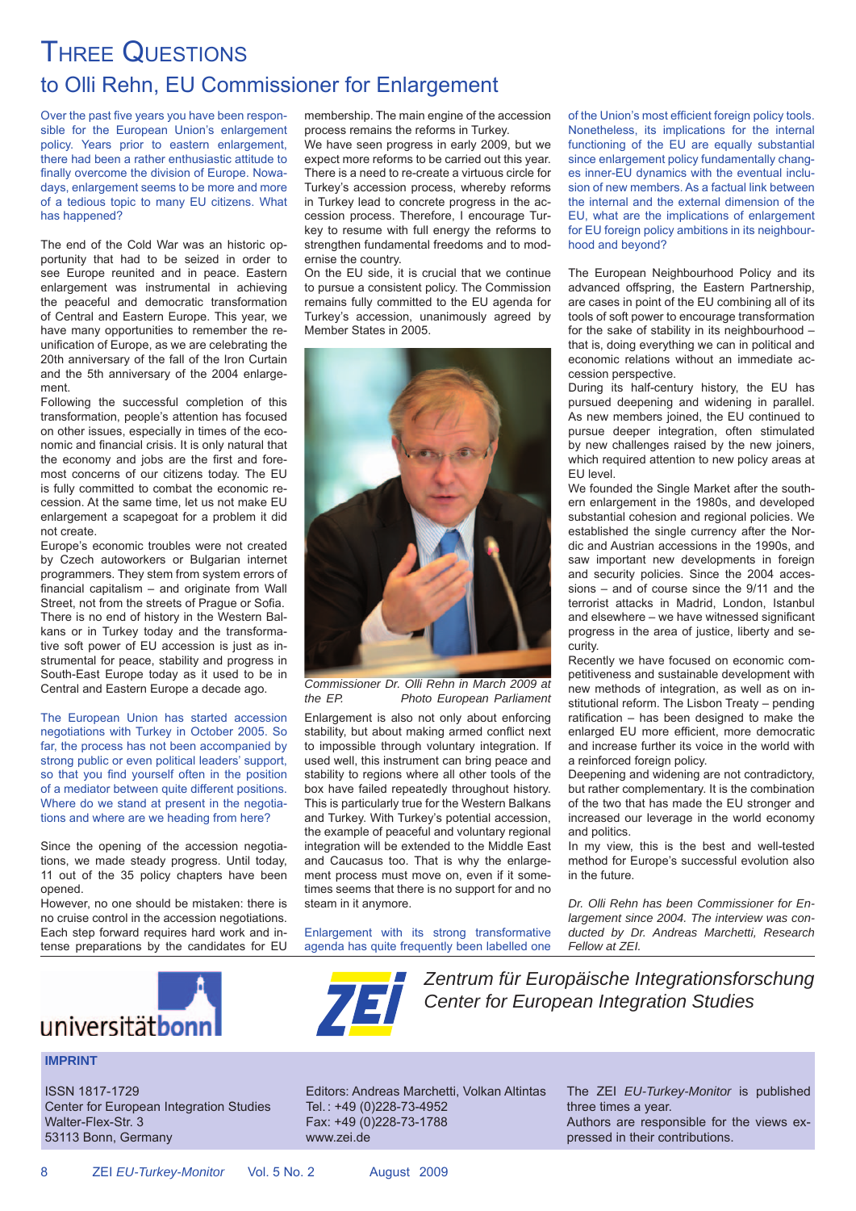# Three Questions

## to Olli Rehn, EU Commissioner for Enlargement

Over the past five years you have been responsible for the European Union's enlargement policy. Years prior to eastern enlargement, there had been a rather enthusiastic attitude to finally overcome the division of Europe. Nowadays, enlargement seems to be more and more of a tedious topic to many EU citizens. What has happened?

The end of the Cold War was an historic opportunity that had to be seized in order to see Europe reunited and in peace. Eastern enlargement was instrumental in achieving the peaceful and democratic transformation of Central and Eastern Europe. This year, we have many opportunities to remember the reunification of Europe, as we are celebrating the 20th anniversary of the fall of the Iron Curtain and the 5th anniversary of the 2004 enlargement.

Following the successful completion of this transformation, people's attention has focused on other issues, especially in times of the economic and financial crisis. It is only natural that the economy and jobs are the first and foremost concerns of our citizens today. The EU is fully committed to combat the economic recession. At the same time, let us not make EU enlargement a scapegoat for a problem it did not create.

Europe's economic troubles were not created by Czech autoworkers or Bulgarian internet programmers. They stem from system errors of financial capitalism – and originate from Wall Street, not from the streets of Prague or Sofia.

There is no end of history in the Western Balkans or in Turkey today and the transformative soft power of EU accession is just as instrumental for peace, stability and progress in South-East Europe today as it used to be in Central and Eastern Europe a decade ago.

The European Union has started accession negotiations with Turkey in October 2005. So far, the process has not been accompanied by strong public or even political leaders' support, so that you find yourself often in the position of a mediator between quite different positions. Where do we stand at present in the negotiations and where are we heading from here?

Since the opening of the accession negotiations, we made steady progress. Until today, 11 out of the 35 policy chapters have been opened.

However, no one should be mistaken: there is no cruise control in the accession negotiations. Each step forward requires hard work and intense preparations by the candidates for EU membership. The main engine of the accession process remains the reforms in Turkey.

We have seen progress in early 2009, but we expect more reforms to be carried out this year. There is a need to re-create a virtuous circle for Turkey's accession process, whereby reforms in Turkey lead to concrete progress in the accession process. Therefore, I encourage Turkey to resume with full energy the reforms to strengthen fundamental freedoms and to modernise the country.

On the EU side, it is crucial that we continue to pursue a consistent policy. The Commission remains fully committed to the EU agenda for Turkey's accession, unanimously agreed by Member States in 2005.

*Commissioner Dr. Olli Rehn in March 2009 at the EP. Photo European Parliament*

Enlargement is also not only about enforcing stability, but about making armed conflict next to impossible through voluntary integration. If used well, this instrument can bring peace and stability to regions where all other tools of the box have failed repeatedly throughout history. This is particularly true for the Western Balkans and Turkey. With Turkey's potential accession, the example of peaceful and voluntary regional integration will be extended to the Middle East and Caucasus too. That is why the enlargement process must move on, even if it sometimes seems that there is no support for and no steam in it anymore.

Enlargement with its strong transformative agenda has quite frequently been labelled one of the Union's most efficient foreign policy tools. Nonetheless, its implications for the internal functioning of the EU are equally substantial since enlargement policy fundamentally changes inner-EU dynamics with the eventual inclusion of new members. As a factual link between the internal and the external dimension of the EU, what are the implications of enlargement for EU foreign policy ambitions in its neighbourhood and beyond?

The European Neighbourhood Policy and its advanced offspring, the Eastern Partnership, are cases in point of the EU combining all of its tools of soft power to encourage transformation for the sake of stability in its neighbourhood – that is, doing everything we can in political and economic relations without an immediate accession perspective.

During its half-century history, the EU has pursued deepening and widening in parallel. As new members joined, the EU continued to pursue deeper integration, often stimulated by new challenges raised by the new joiners, which required attention to new policy areas at EU level.

We founded the Single Market after the southern enlargement in the 1980s, and developed substantial cohesion and regional policies. We established the single currency after the Nordic and Austrian accessions in the 1990s, and saw important new developments in foreign and security policies. Since the 2004 accessions – and of course since the 9/11 and the terrorist attacks in Madrid, London, Istanbul and elsewhere – we have witnessed significant progress in the area of justice, liberty and security.

Recently we have focused on economic competitiveness and sustainable development with new methods of integration, as well as on institutional reform. The Lisbon Treaty – pending ratification – has been designed to make the enlarged EU more efficient, more democratic and increase further its voice in the world with a reinforced foreign policy.

Deepening and widening are not contradictory, but rather complementary. It is the combination of the two that has made the EU stronger and increased our leverage in the world economy and politics.

In my view, this is the best and well-tested method for Europe's successful evolution also in the future.

*Dr. Olli Rehn has been Commissioner for Enlargement since 2004. The interview was conducted by Dr. Andreas Marchetti, Research Fellow at ZEI.*

universitätbonn

ZEI — *Zentrum für Europäische Integrationsforschung*
*Center for European Integration Studies*

**IMPRINT**

ISSN 1817-1729
Center for European Integration Studies
Walter-Flex-Str. 3
53113 Bonn, Germany

Editors: Andreas Marchetti, Volkan Altintas
Tel.: +49 (0)228-73-4952
Fax: +49 (0)228-73-1788
www.zei.de

The ZEI *EU-Turkey-Monitor* is published three times a year.
Authors are responsible for the views expressed in their contributions.